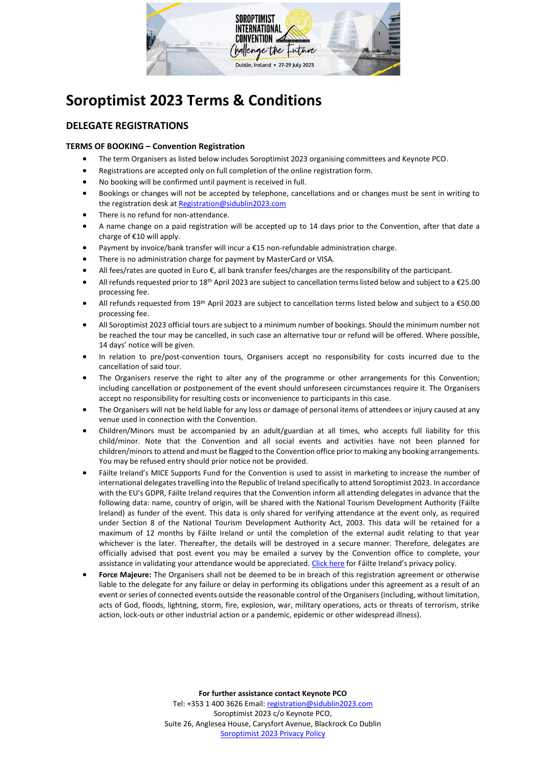# Soroptimist 2023 Terms & Conditions

## DELEGATE REGISTRATIONS

### TERMS OF BOOKING – Convention Registration

- The term Organisers as listed below includes Soroptimist 2023 organising committees and Keynote PCO.
- Registrations are accepted only on full completion of the online registration form.
- No booking will be confirmed until payment is received in full.
- Bookings or changes will not be accepted by telephone, cancellations and or changes must be sent in writing to the registration desk at Registration@sidublin2023.com
- There is no refund for non-attendance.
- A name change on a paid registration will be accepted up to 14 days prior to the Convention, after that date a charge of €10 will apply.
- Payment by invoice/bank transfer will incur a €15 non-refundable administration charge.
- There is no administration charge for payment by MasterCard or VISA.
- All fees/rates are quoted in Euro €, all bank transfer fees/charges are the responsibility of the participant.
- All refunds requested prior to 18th April 2023 are subject to cancellation terms listed below and subject to a €25.00 processing fee.
- All refunds requested from 19th April 2023 are subject to cancellation terms listed below and subject to a €50.00 processing fee.
- All Soroptimist 2023 official tours are subject to a minimum number of bookings. Should the minimum number not be reached the tour may be cancelled, in such case an alternative tour or refund will be offered. Where possible, 14 days' notice will be given.
- In relation to pre/post-convention tours, Organisers accept no responsibility for costs incurred due to the cancellation of said tour.
- The Organisers reserve the right to alter any of the programme or other arrangements for this Convention; including cancellation or postponement of the event should unforeseen circumstances require it. The Organisers accept no responsibility for resulting costs or inconvenience to participants in this case.
- The Organisers will not be held liable for any loss or damage of personal items of attendees or injury caused at any venue used in connection with the Convention.
- Children/Minors must be accompanied by an adult/guardian at all times, who accepts full liability for this child/minor. Note that the Convention and all social events and activities have not been planned for children/minors to attend and must be flagged to the Convention office prior to making any booking arrangements. You may be refused entry should prior notice not be provided.
- Fáilte Ireland's MICE Supports Fund for the Convention is used to assist in marketing to increase the number of international delegates travelling into the Republic of Ireland specifically to attend Soroptimist 2023. In accordance with the EU's GDPR, Fáilte Ireland requires that the Convention inform all attending delegates in advance that the following data: name, country of origin, will be shared with the National Tourism Development Authority (Fáilte Ireland) as funder of the event. This data is only shared for verifying attendance at the event only, as required under Section 8 of the National Tourism Development Authority Act, 2003. This data will be retained for a maximum of 12 months by Fáilte Ireland or until the completion of the external audit relating to that year whichever is the later. Thereafter, the details will be destroyed in a secure manner. Therefore, delegates are officially advised that post event you may be emailed a survey by the Convention office to complete, your assistance in validating your attendance would be appreciated. Click here for Fáilte Ireland's privacy policy.
- **Force Majeure:** The Organisers shall not be deemed to be in breach of this registration agreement or otherwise liable to the delegate for any failure or delay in performing its obligations under this agreement as a result of an event or series of connected events outside the reasonable control of the Organisers (including, without limitation, acts of God, floods, lightning, storm, fire, explosion, war, military operations, acts or threats of terrorism, strike action, lock-outs or other industrial action or a pandemic, epidemic or other widespread illness).

**For further assistance contact Keynote PCO**
Tel: +353 1 400 3626 Email: registration@sidublin2023.com
Soroptimist 2023 c/o Keynote PCO,
Suite 26, Anglesea House, Carysfort Avenue, Blackrock Co Dublin
Soroptimist 2023 Privacy Policy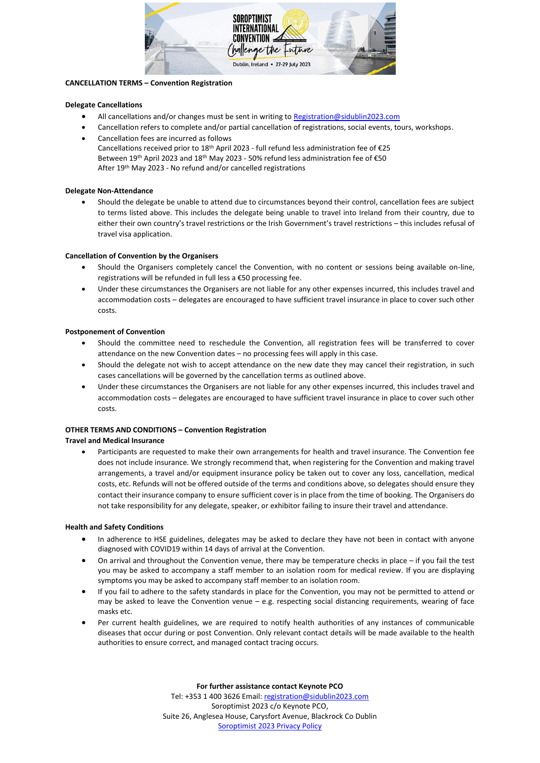**CANCELLATION TERMS – Convention Registration**

**Delegate Cancellations**

- All cancellations and/or changes must be sent in writing to Registration@sidublin2023.com
- Cancellation refers to complete and/or partial cancellation of registrations, social events, tours, workshops.
- Cancellation fees are incurred as follows
  Cancellations received prior to 18th April 2023 - full refund less administration fee of €25
  Between 19th April 2023 and 18th May 2023 - 50% refund less administration fee of €50
  After 19th May 2023 - No refund and/or cancelled registrations

**Delegate Non-Attendance**

- Should the delegate be unable to attend due to circumstances beyond their control, cancellation fees are subject to terms listed above. This includes the delegate being unable to travel into Ireland from their country, due to either their own country's travel restrictions or the Irish Government's travel restrictions – this includes refusal of travel visa application.

**Cancellation of Convention by the Organisers**

- Should the Organisers completely cancel the Convention, with no content or sessions being available on-line, registrations will be refunded in full less a €50 processing fee.
- Under these circumstances the Organisers are not liable for any other expenses incurred, this includes travel and accommodation costs – delegates are encouraged to have sufficient travel insurance in place to cover such other costs.

**Postponement of Convention**

- Should the committee need to reschedule the Convention, all registration fees will be transferred to cover attendance on the new Convention dates – no processing fees will apply in this case.
- Should the delegate not wish to accept attendance on the new date they may cancel their registration, in such cases cancellations will be governed by the cancellation terms as outlined above.
- Under these circumstances the Organisers are not liable for any other expenses incurred, this includes travel and accommodation costs – delegates are encouraged to have sufficient travel insurance in place to cover such other costs.

**OTHER TERMS AND CONDITIONS – Convention Registration**

**Travel and Medical Insurance**

- Participants are requested to make their own arrangements for health and travel insurance. The Convention fee does not include insurance. We strongly recommend that, when registering for the Convention and making travel arrangements, a travel and/or equipment insurance policy be taken out to cover any loss, cancellation, medical costs, etc. Refunds will not be offered outside of the terms and conditions above, so delegates should ensure they contact their insurance company to ensure sufficient cover is in place from the time of booking. The Organisers do not take responsibility for any delegate, speaker, or exhibitor failing to insure their travel and attendance.

**Health and Safety Conditions**

- In adherence to HSE guidelines, delegates may be asked to declare they have not been in contact with anyone diagnosed with COVID19 within 14 days of arrival at the Convention.
- On arrival and throughout the Convention venue, there may be temperature checks in place – if you fail the test you may be asked to accompany a staff member to an isolation room for medical review. If you are displaying symptoms you may be asked to accompany staff member to an isolation room.
- If you fail to adhere to the safety standards in place for the Convention, you may not be permitted to attend or may be asked to leave the Convention venue – e.g. respecting social distancing requirements, wearing of face masks etc.
- Per current health guidelines, we are required to notify health authorities of any instances of communicable diseases that occur during or post Convention. Only relevant contact details will be made available to the health authorities to ensure correct, and managed contact tracing occurs.

**For further assistance contact Keynote PCO**
Tel: +353 1 400 3626 Email: registration@sidublin2023.com
Soroptimist 2023 c/o Keynote PCO,
Suite 26, Anglesea House, Carysfort Avenue, Blackrock Co Dublin
Soroptimist 2023 Privacy Policy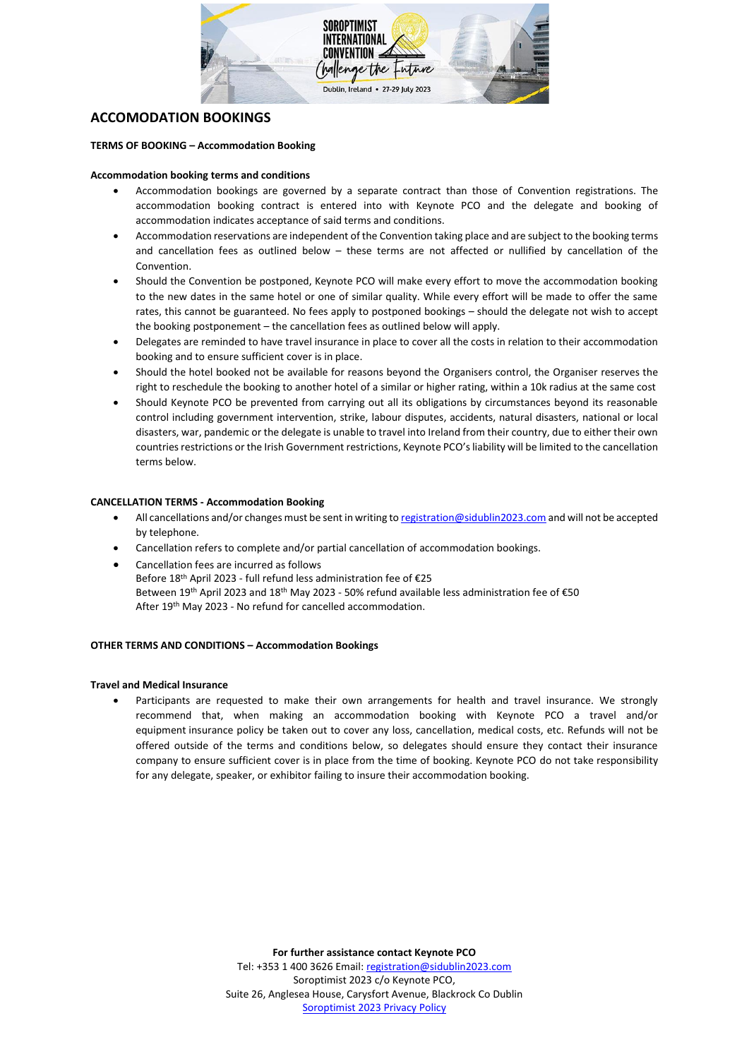# ACCOMODATION BOOKINGS

**TERMS OF BOOKING – Accommodation Booking**

**Accommodation booking terms and conditions**

- Accommodation bookings are governed by a separate contract than those of Convention registrations. The accommodation booking contract is entered into with Keynote PCO and the delegate and booking of accommodation indicates acceptance of said terms and conditions.
- Accommodation reservations are independent of the Convention taking place and are subject to the booking terms and cancellation fees as outlined below – these terms are not affected or nullified by cancellation of the Convention.
- Should the Convention be postponed, Keynote PCO will make every effort to move the accommodation booking to the new dates in the same hotel or one of similar quality. While every effort will be made to offer the same rates, this cannot be guaranteed. No fees apply to postponed bookings – should the delegate not wish to accept the booking postponement – the cancellation fees as outlined below will apply.
- Delegates are reminded to have travel insurance in place to cover all the costs in relation to their accommodation booking and to ensure sufficient cover is in place.
- Should the hotel booked not be available for reasons beyond the Organisers control, the Organiser reserves the right to reschedule the booking to another hotel of a similar or higher rating, within a 10k radius at the same cost
- Should Keynote PCO be prevented from carrying out all its obligations by circumstances beyond its reasonable control including government intervention, strike, labour disputes, accidents, natural disasters, national or local disasters, war, pandemic or the delegate is unable to travel into Ireland from their country, due to either their own countries restrictions or the Irish Government restrictions, Keynote PCO's liability will be limited to the cancellation terms below.

**CANCELLATION TERMS - Accommodation Booking**

- All cancellations and/or changes must be sent in writing to registration@sidublin2023.com and will not be accepted by telephone.
- Cancellation refers to complete and/or partial cancellation of accommodation bookings.
- Cancellation fees are incurred as follows
  Before 18th April 2023 - full refund less administration fee of €25
  Between 19th April 2023 and 18th May 2023 - 50% refund available less administration fee of €50
  After 19th May 2023 - No refund for cancelled accommodation.

**OTHER TERMS AND CONDITIONS – Accommodation Bookings**

**Travel and Medical Insurance**

- Participants are requested to make their own arrangements for health and travel insurance. We strongly recommend that, when making an accommodation booking with Keynote PCO a travel and/or equipment insurance policy be taken out to cover any loss, cancellation, medical costs, etc. Refunds will not be offered outside of the terms and conditions below, so delegates should ensure they contact their insurance company to ensure sufficient cover is in place from the time of booking. Keynote PCO do not take responsibility for any delegate, speaker, or exhibitor failing to insure their accommodation booking.

**For further assistance contact Keynote PCO**
Tel: +353 1 400 3626 Email: registration@sidublin2023.com
Soroptimist 2023 c/o Keynote PCO,
Suite 26, Anglesea House, Carysfort Avenue, Blackrock Co Dublin
Soroptimist 2023 Privacy Policy